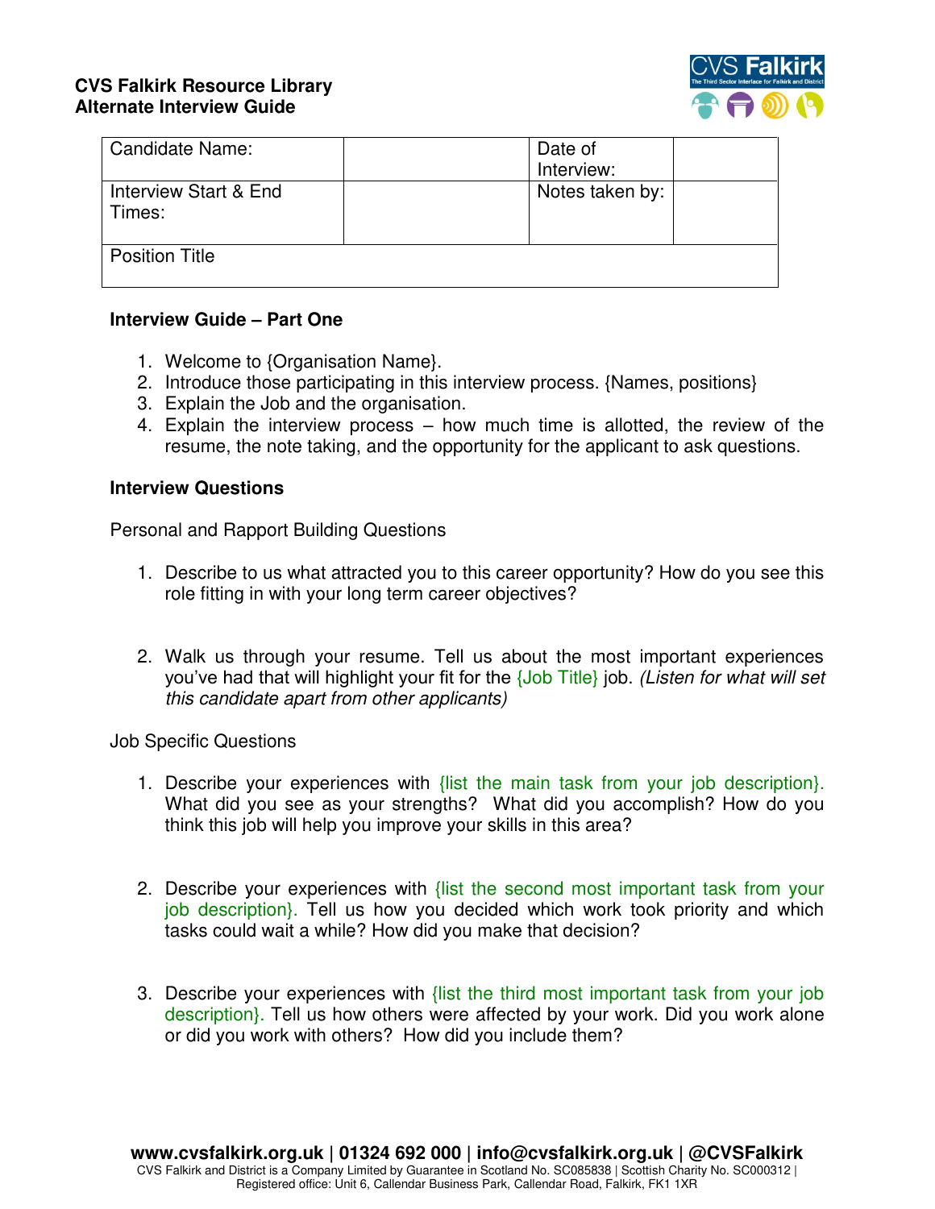**CVS Falkirk Resource Library**
**Alternate Interview Guide**

| | | | |
|---|---|---|---|
| Candidate Name: | | Date of Interview: | |
| Interview Start & End Times: | | Notes taken by: | |
| Position Title | | | |

**Interview Guide – Part One**

1. Welcome to {Organisation Name}.
2. Introduce those participating in this interview process. {Names, positions}
3. Explain the Job and the organisation.
4. Explain the interview process – how much time is allotted, the review of the resume, the note taking, and the opportunity for the applicant to ask questions.

**Interview Questions**

Personal and Rapport Building Questions

1. Describe to us what attracted you to this career opportunity? How do you see this role fitting in with your long term career objectives?

2. Walk us through your resume. Tell us about the most important experiences you've had that will highlight your fit for the {Job Title} job. *(Listen for what will set this candidate apart from other applicants)*

Job Specific Questions

1. Describe your experiences with {list the main task from your job description}. What did you see as your strengths? What did you accomplish? How do you think this job will help you improve your skills in this area?

2. Describe your experiences with {list the second most important task from your job description}. Tell us how you decided which work took priority and which tasks could wait a while? How did you make that decision?

3. Describe your experiences with {list the third most important task from your job description}. Tell us how others were affected by your work. Did you work alone or did you work with others? How did you include them?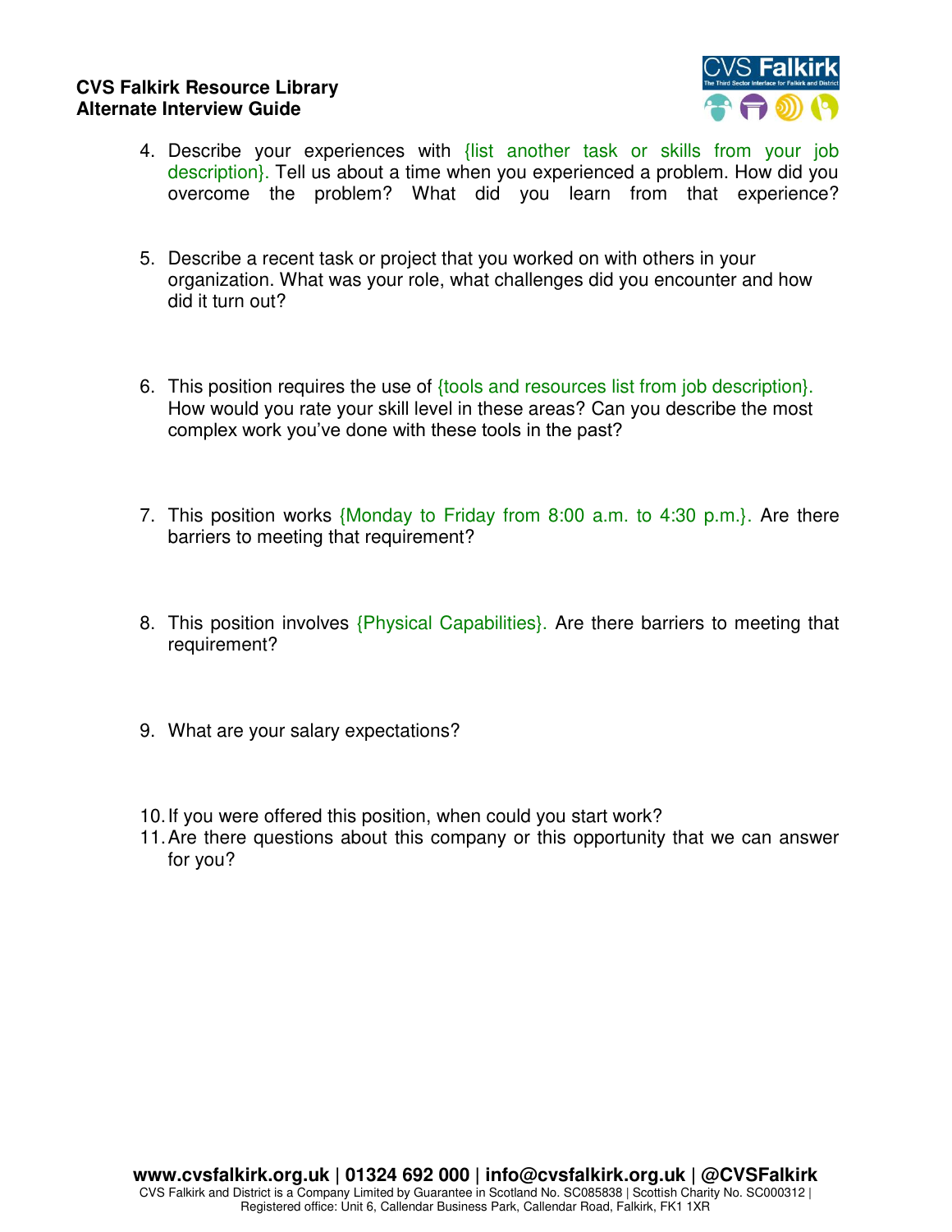4. Describe your experiences with {list another task or skills from your job description}. Tell us about a time when you experienced a problem. How did you overcome the problem? What did you learn from that experience?

5. Describe a recent task or project that you worked on with others in your organization. What was your role, what challenges did you encounter and how did it turn out?

6. This position requires the use of {tools and resources list from job description}. How would you rate your skill level in these areas? Can you describe the most complex work you've done with these tools in the past?

7. This position works {Monday to Friday from 8:00 a.m. to 4:30 p.m.}. Are there barriers to meeting that requirement?

8. This position involves {Physical Capabilities}. Are there barriers to meeting that requirement?

9. What are your salary expectations?

10. If you were offered this position, when could you start work?
11. Are there questions about this company or this opportunity that we can answer for you?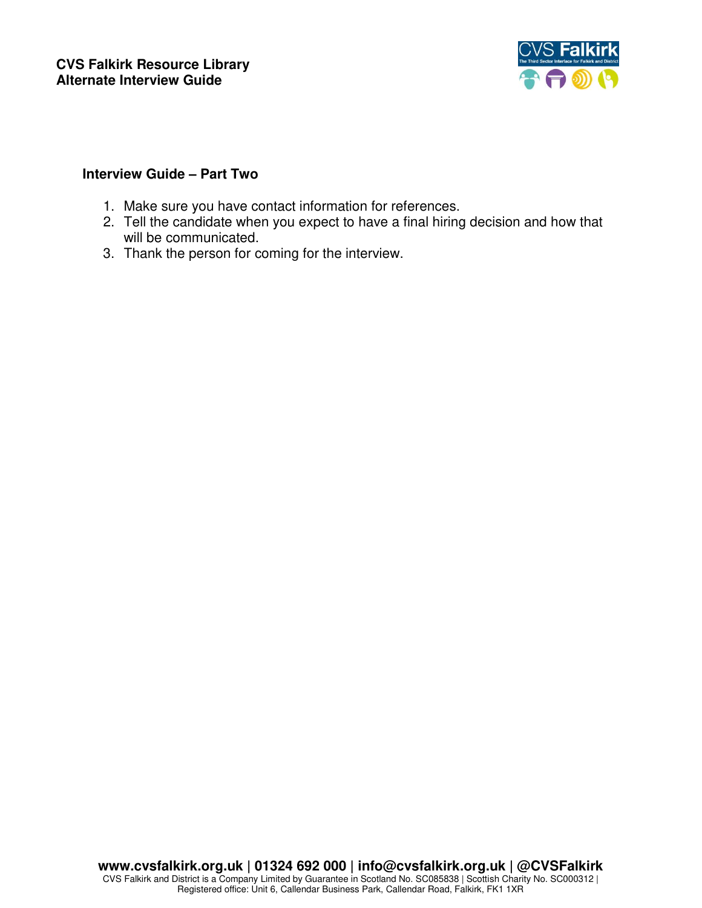## Interview Guide – Part Two

1. Make sure you have contact information for references.
2. Tell the candidate when you expect to have a final hiring decision and how that will be communicated.
3. Thank the person for coming for the interview.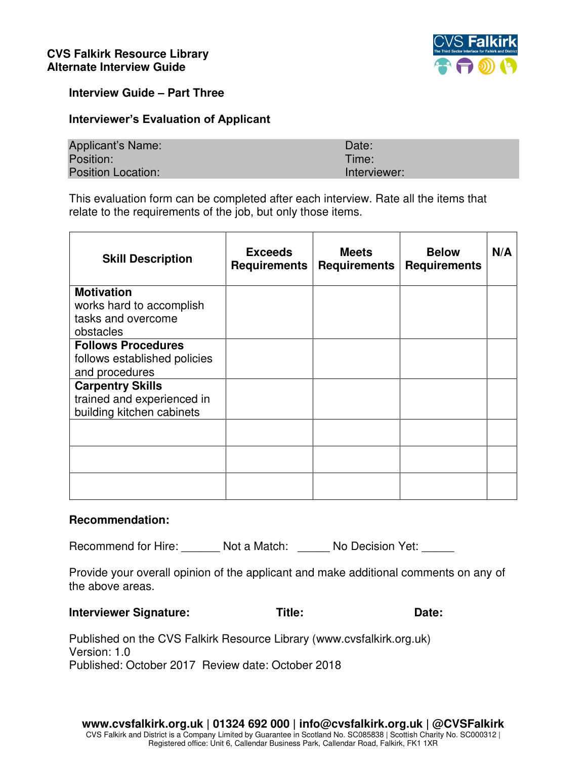**CVS Falkirk Resource Library**
**Alternate Interview Guide**

### Interview Guide – Part Three

### Interviewer's Evaluation of Applicant

| | |
|---|---|
| Applicant's Name: | Date: |
| Position: | Time: |
| Position Location: | Interviewer: |

This evaluation form can be completed after each interview. Rate all the items that relate to the requirements of the job, but only those items.

| Skill Description | Exceeds Requirements | Meets Requirements | Below Requirements | N/A |
|---|---|---|---|---|
| **Motivation** works hard to accomplish tasks and overcome obstacles | | | | |
| **Follows Procedures** follows established policies and procedures | | | | |
| **Carpentry Skills** trained and experienced in building kitchen cabinets | | | | |
| | | | | |
| | | | | |
| | | | | |

**Recommendation:**

Recommend for Hire: ______ Not a Match: _____ No Decision Yet: _____

Provide your overall opinion of the applicant and make additional comments on any of the above areas.

**Interviewer Signature:** **Title:** **Date:**

Published on the CVS Falkirk Resource Library (www.cvsfalkirk.org.uk)
Version: 1.0
Published: October 2017 Review date: October 2018

**www.cvsfalkirk.org.uk | 01324 692 000 | info@cvsfalkirk.org.uk | @CVSFalkirk**
CVS Falkirk and District is a Company Limited by Guarantee in Scotland No. SC085838 | Scottish Charity No. SC000312 | Registered office: Unit 6, Callendar Business Park, Callendar Road, Falkirk, FK1 1XR